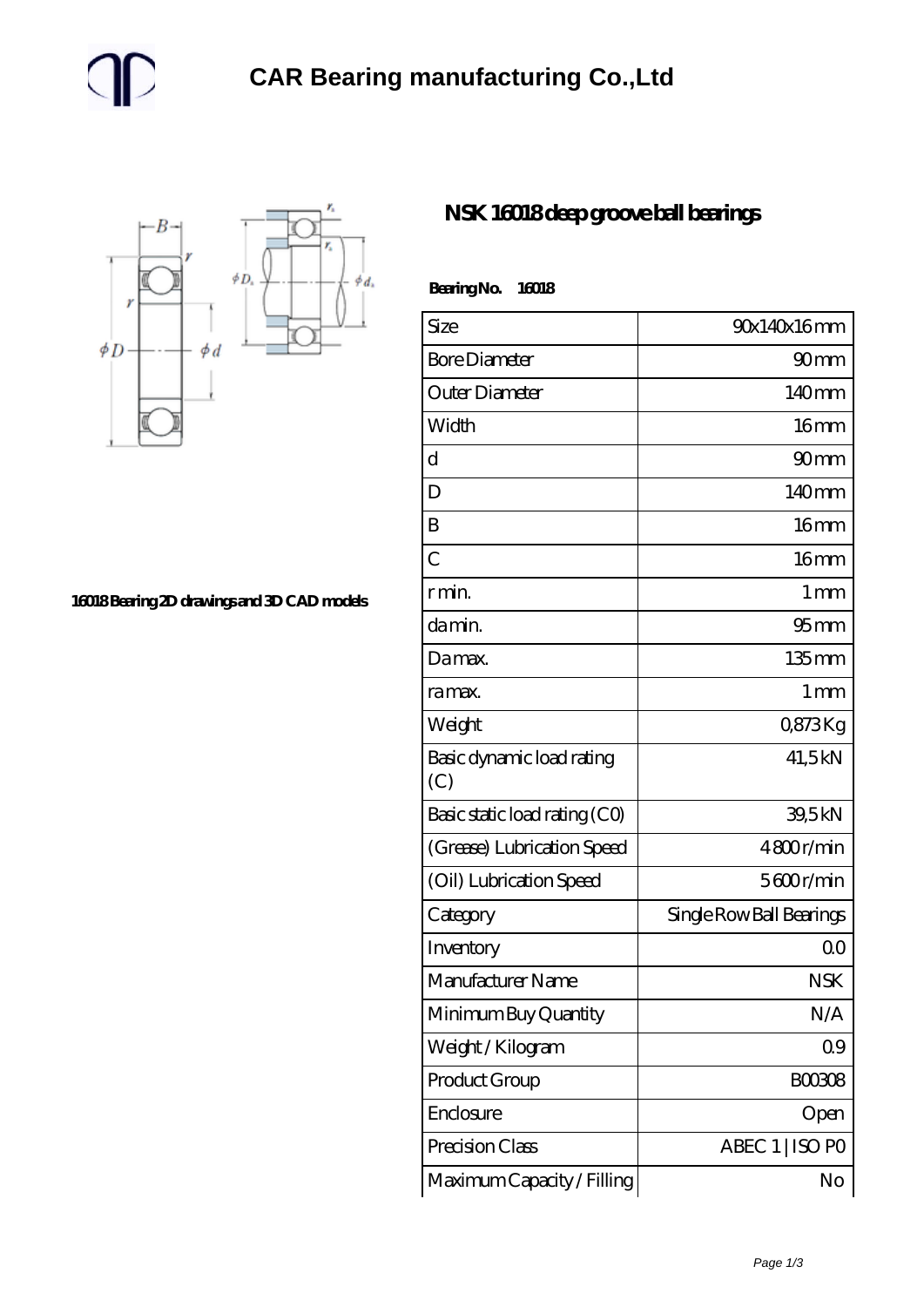# CAR Bearing manufacturing Co.,Ltd

16018 Bearing 2D drawings and 3D CAD models

## NSK 16018 deep groove ball bearings

**Bearing No. 16018**

| Size | 90x140x16 mm |
|---|---|
| Bore Diameter | 90 mm |
| Outer Diameter | 140 mm |
| Width | 16 mm |
| d | 90 mm |
| D | 140 mm |
| B | 16 mm |
| C | 16 mm |
| r min. | 1 mm |
| da min. | 95 mm |
| Da max. | 135 mm |
| ra max. | 1 mm |
| Weight | 0,873 Kg |
| Basic dynamic load rating (C) | 41,5 kN |
| Basic static load rating (C0) | 39,5 kN |
| (Grease) Lubrication Speed | 4 800 r/min |
| (Oil) Lubrication Speed | 5 600 r/min |
| Category | Single Row Ball Bearings |
| Inventory | 0.0 |
| Manufacturer Name | NSK |
| Minimum Buy Quantity | N/A |
| Weight / Kilogram | 0.9 |
| Product Group | B00308 |
| Enclosure | Open |
| Precision Class | ABEC 1 \| ISO P0 |
| Maximum Capacity / Filling | No |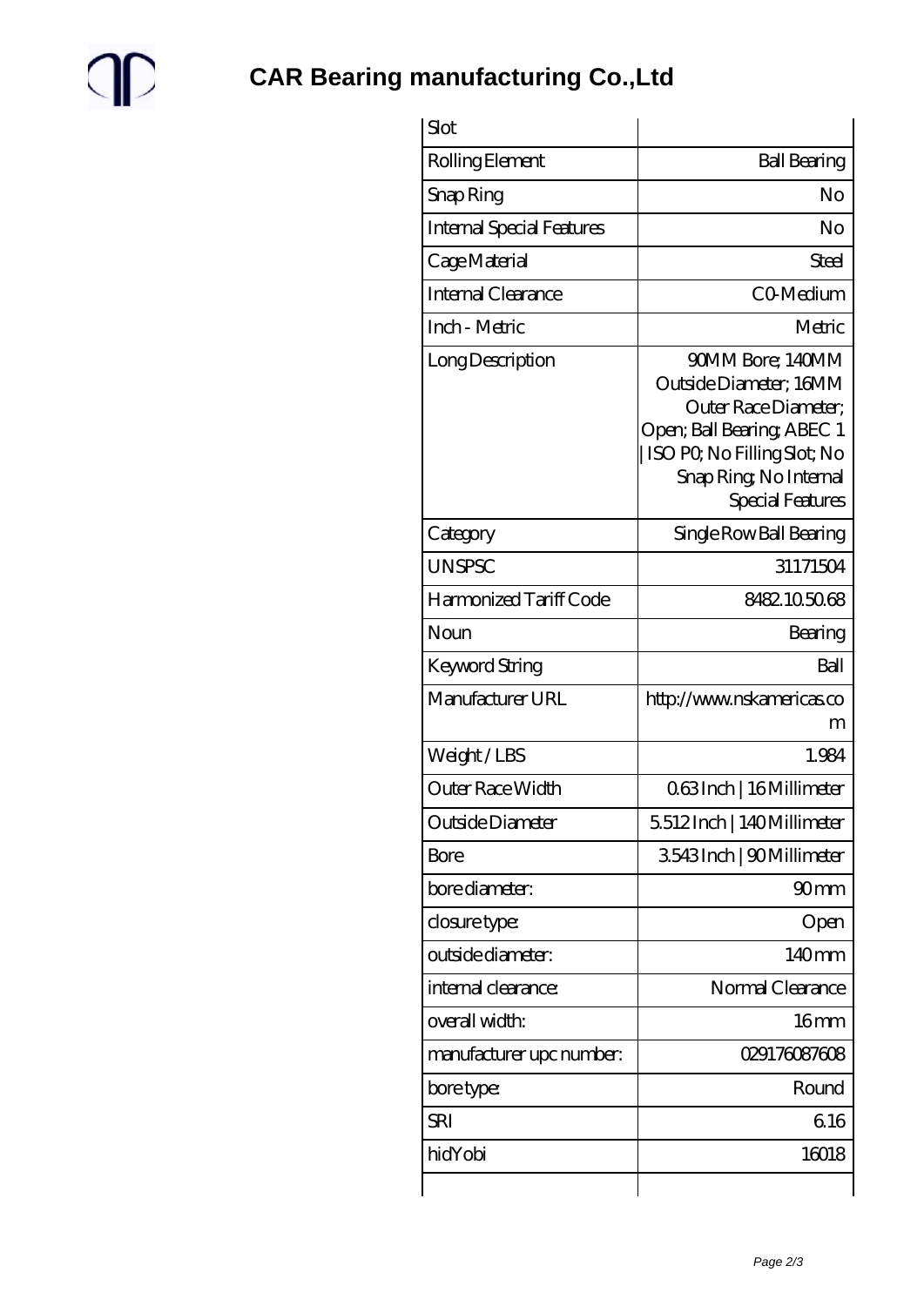# CAR Bearing manufacturing Co.,Ltd

| | |
|---|---|
| Slot | |
| Rolling Element | Ball Bearing |
| Snap Ring | No |
| Internal Special Features | No |
| Cage Material | Steel |
| Internal Clearance | C0-Medium |
| Inch - Metric | Metric |
| Long Description | 90MM Bore; 140MM Outside Diameter; 16MM Outer Race Diameter; Open; Ball Bearing; ABEC 1 \| ISO P0; No Filling Slot; No Snap Ring; No Internal Special Features |
| Category | Single Row Ball Bearing |
| UNSPSC | 31171504 |
| Harmonized Tariff Code | 8482.10.50.68 |
| Noun | Bearing |
| Keyword String | Ball |
| Manufacturer URL | http://www.nskamericas.com |
| Weight / LBS | 1.984 |
| Outer Race Width | 0.63 Inch \| 16 Millimeter |
| Outside Diameter | 5.512 Inch \| 140 Millimeter |
| Bore | 3.543 Inch \| 90 Millimeter |
| bore diameter: | 90 mm |
| closure type: | Open |
| outside diameter: | 140 mm |
| internal clearance: | Normal Clearance |
| overall width: | 16 mm |
| manufacturer upc number: | 029176087608 |
| bore type: | Round |
| SRI | 6.16 |
| hidYobi | 16018 |
| | |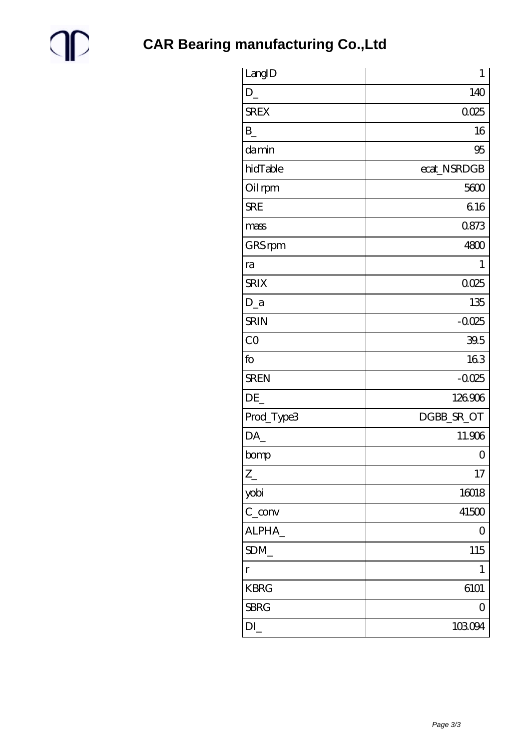# CAR Bearing manufacturing Co.,Ltd

| | |
|---|---|
| LangID | 1 |
| D_ | 140 |
| SREX | 0.025 |
| B_ | 16 |
| da min | 95 |
| hidTable | ecat_NSRDGB |
| Oil rpm | 5600 |
| SRE | 6.16 |
| mass | 0.873 |
| GRS rpm | 4800 |
| ra | 1 |
| SRIX | 0.025 |
| D_a | 135 |
| SRIN | -0.025 |
| C0 | 39.5 |
| fo | 16.3 |
| SREN | -0.025 |
| DE_ | 126.906 |
| Prod_Type3 | DGBB_SR_OT |
| DA_ | 11.906 |
| bomp | 0 |
| Z_ | 17 |
| yobi | 16018 |
| C_conv | 41500 |
| ALPHA_ | 0 |
| SDM_ | 115 |
| r | 1 |
| KBRG | 6101 |
| SBRG | 0 |
| DI_ | 103.094 |